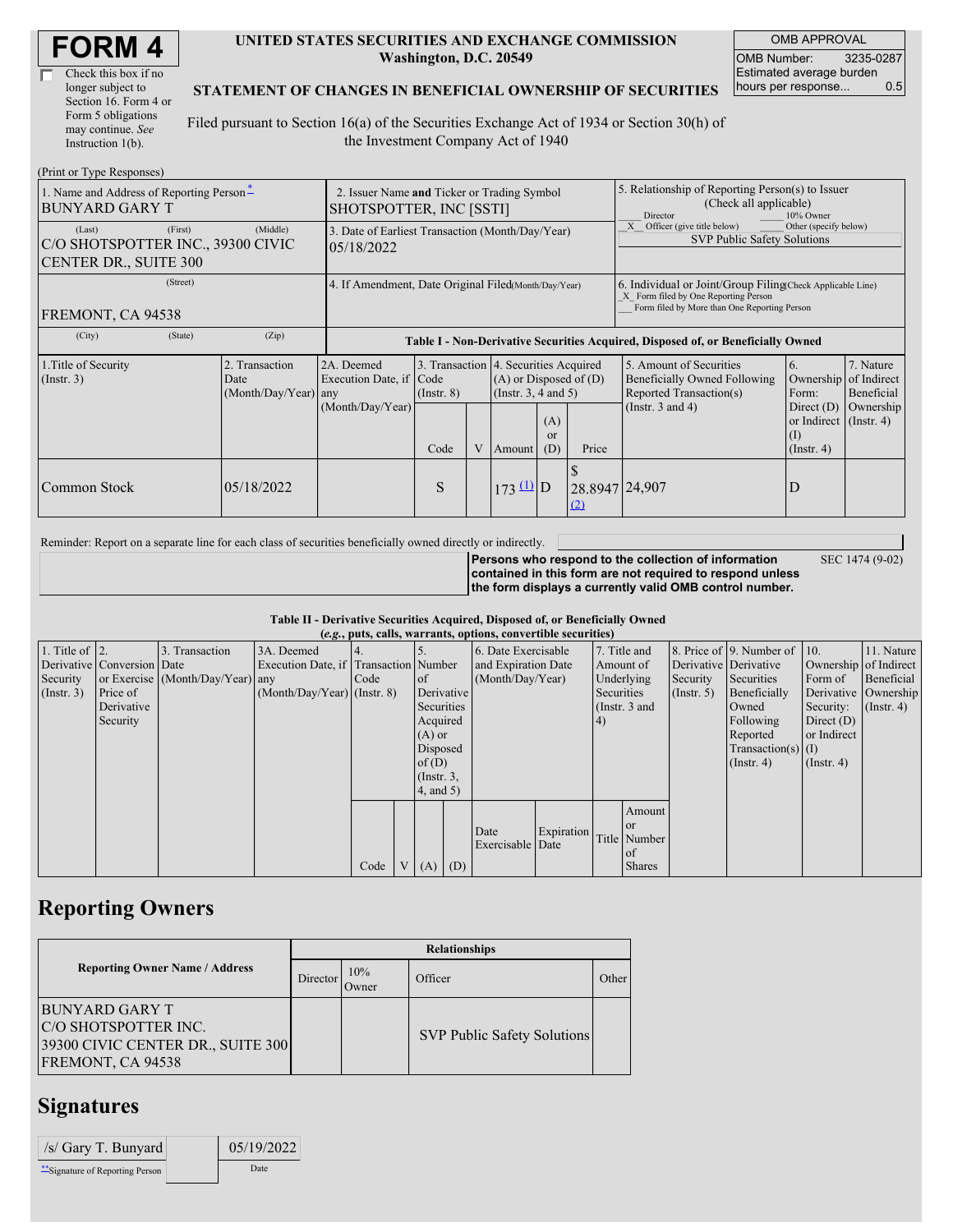# FORM 4

☐ Check this box if no longer subject to Section 16. Form 4 or Form 5 obligations may continue. *See* Instruction 1(b).

**UNITED STATES SECURITIES AND EXCHANGE COMMISSION**
**Washington, D.C. 20549**

**STATEMENT OF CHANGES IN BENEFICIAL OWNERSHIP OF SECURITIES**

Filed pursuant to Section 16(a) of the Securities Exchange Act of 1934 or Section 30(h) of the Investment Company Act of 1940

| OMB APPROVAL | |
|---|---|
| OMB Number: | 3235-0287 |
| Estimated average burden hours per response... | 0.5 |

(Print or Type Responses)

| | | |
|---|---|---|
| 1. Name and Address of Reporting Person* BUNYARD GARY T | 2. Issuer Name **and** Ticker or Trading Symbol SHOTSPOTTER, INC [SSTI] | 5. Relationship of Reporting Person(s) to Issuer (Check all applicable) ___ Director ___ 10% Owner _X_ Officer (give title below) ___ Other (specify below) SVP Public Safety Solutions |
| (Last) (First) (Middle) C/O SHOTSPOTTER INC., 39300 CIVIC CENTER DR., SUITE 300 | 3. Date of Earliest Transaction (Month/Day/Year) 05/18/2022 | |
| (Street) FREMONT, CA 94538 (City) (State) (Zip) | 4. If Amendment, Date Original Filed(Month/Day/Year) | 6. Individual or Joint/Group Filing(Check Applicable Line) _X_ Form filed by One Reporting Person ___ Form filed by More than One Reporting Person |

**Table I - Non-Derivative Securities Acquired, Disposed of, or Beneficially Owned**

| 1.Title of Security (Instr. 3) | 2. Transaction Date (Month/Day/Year) | 2A. Deemed Execution Date, if any (Month/Day/Year) | 3. Transaction Code (Instr. 8) | | 4. Securities Acquired (A) or Disposed of (D) (Instr. 3, 4 and 5) | | | 5. Amount of Securities Beneficially Owned Following Reported Transaction(s) (Instr. 3 and 4) | 6. Ownership Form: Direct (D) or Indirect (I) (Instr. 4) | 7. Nature of Indirect Beneficial Ownership (Instr. 4) |
|---|---|---|---|---|---|---|---|---|---|---|
| | | | Code | V | Amount | (A) or (D) | Price | | | |
| Common Stock | 05/18/2022 | | S | | 173 (1) | D | $ 28.8947 (2) | 24,907 | D | |

Reminder: Report on a separate line for each class of securities beneficially owned directly or indirectly.

**Persons who respond to the collection of information contained in this form are not required to respond unless the form displays a currently valid OMB control number.** SEC 1474 (9-02)

**Table II - Derivative Securities Acquired, Disposed of, or Beneficially Owned**
**(*e.g.*, puts, calls, warrants, options, convertible securities)**

| 1. Title of Derivative Security (Instr. 3) | 2. Conversion or Exercise Price of Derivative Security | 3. Transaction Date (Month/Day/Year) | 3A. Deemed Execution Date, if any (Month/Day/Year) | 4. Transaction Code (Instr. 8) | | 5. Number of Derivative Securities Acquired (A) or Disposed of (D) (Instr. 3, 4, and 5) | | 6. Date Exercisable and Expiration Date (Month/Day/Year) | | 7. Title and Amount of Underlying Securities (Instr. 3 and 4) | | 8. Price of Derivative Security (Instr. 5) | 9. Number of Derivative Securities Beneficially Owned Following Reported Transaction(s) (Instr. 4) | 10. Ownership Form of Derivative Security: Direct (D) or Indirect (I) (Instr. 4) | 11. Nature of Indirect Beneficial Ownership (Instr. 4) |
|---|---|---|---|---|---|---|---|---|---|---|---|---|---|---|---|
| | | | | Code | V | (A) | (D) | Date Exercisable | Expiration Date | Title | Amount or Number of Shares | | | | |

## Reporting Owners

| Reporting Owner Name / Address | Relationships | | | |
|---|---|---|---|---|
| | Director | 10% Owner | Officer | Other |
| BUNYARD GARY T C/O SHOTSPOTTER INC. 39300 CIVIC CENTER DR., SUITE 300 FREMONT, CA 94538 | | | SVP Public Safety Solutions | |

## Signatures

| | |
|---|---|
| /s/ Gary T. Bunyard | 05/19/2022 |
| **Signature of Reporting Person | Date |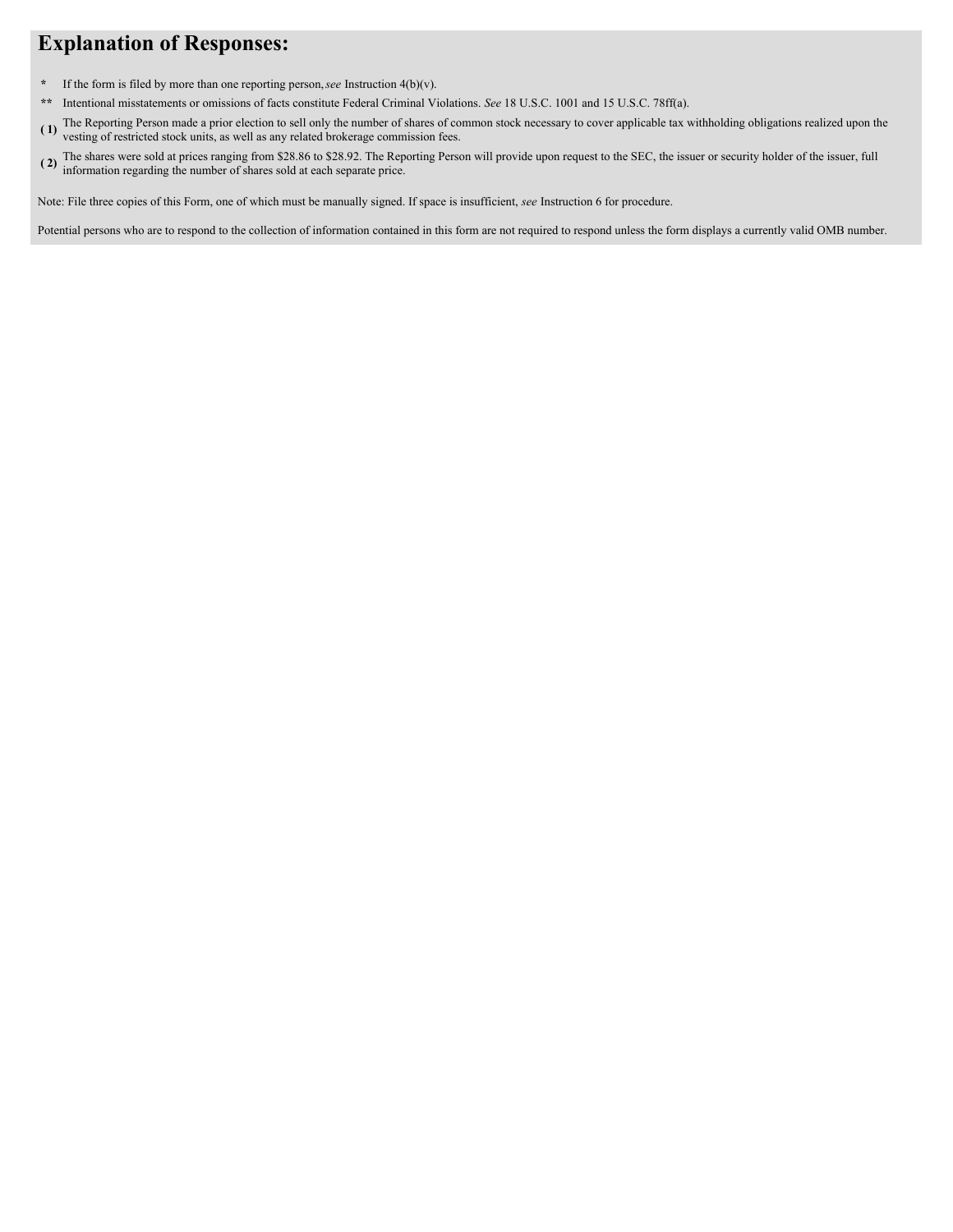# Explanation of Responses:

- \* If the form is filed by more than one reporting person, *see* Instruction 4(b)(v).
- \*\* Intentional misstatements or omissions of facts constitute Federal Criminal Violations. *See* 18 U.S.C. 1001 and 15 U.S.C. 78ff(a).
- **( 1)** The Reporting Person made a prior election to sell only the number of shares of common stock necessary to cover applicable tax withholding obligations realized upon the vesting of restricted stock units, as well as any related brokerage commission fees.
- **( 2)** The shares were sold at prices ranging from $28.86 to $28.92. The Reporting Person will provide upon request to the SEC, the issuer or security holder of the issuer, full information regarding the number of shares sold at each separate price.

Note: File three copies of this Form, one of which must be manually signed. If space is insufficient, *see* Instruction 6 for procedure.

Potential persons who are to respond to the collection of information contained in this form are not required to respond unless the form displays a currently valid OMB number.